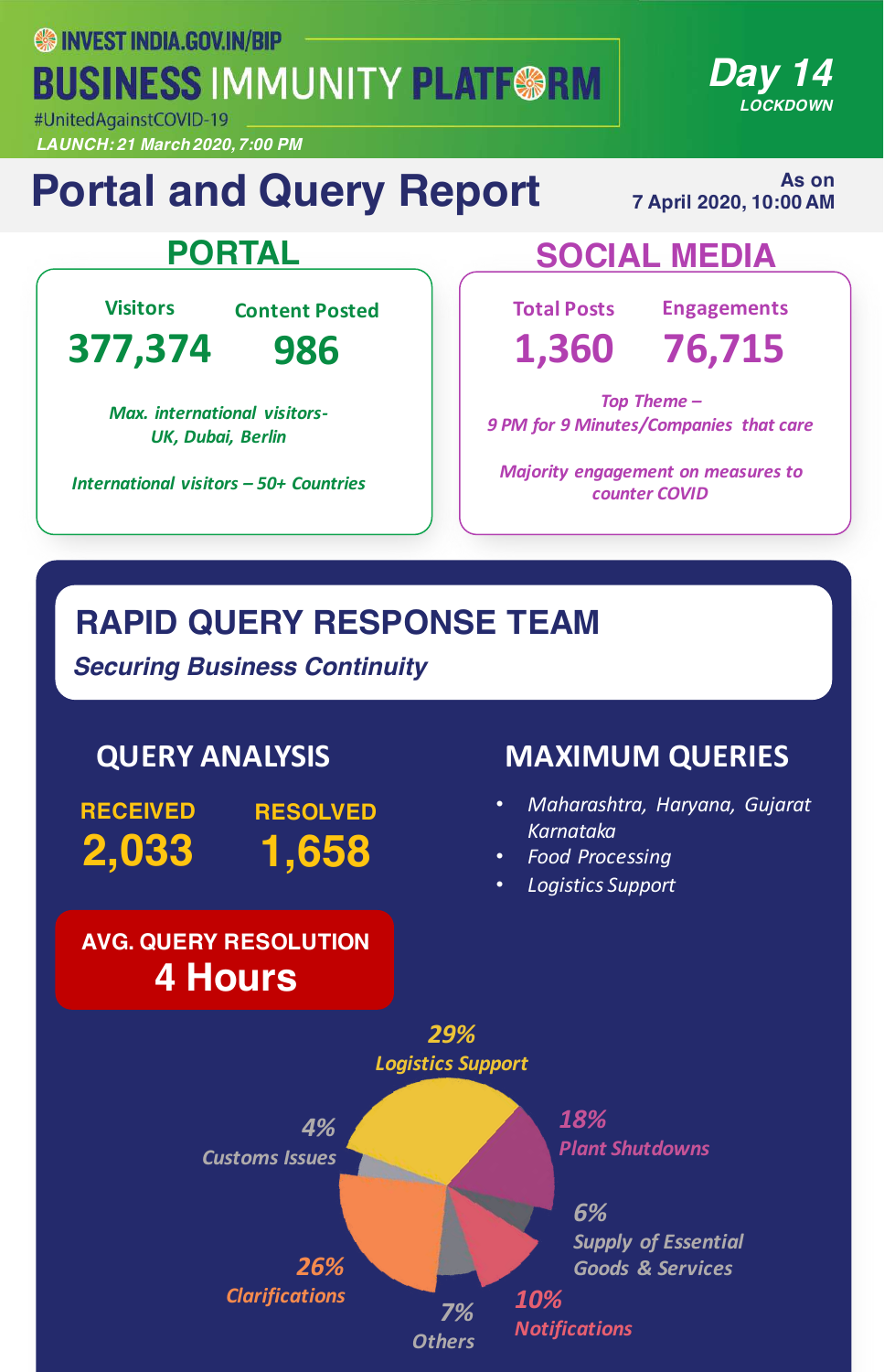INVEST INDIA.GOV.IN/BIP

# BUSINESS IMMUNITY PLATFORM

#UnitedAgainstCOVID-19

*LAUNCH: 21 March 2020, 7:00 PM*

**Day 14**
*LOCKDOWN*

# Portal and Query Report

As on
7 April 2020, 10:00 AM

## PORTAL

| Visitors | Content Posted |
|---|---|
| 377,374 | 986 |

*Max. international visitors- UK, Dubai, Berlin*

*International visitors – 50+ Countries*

## SOCIAL MEDIA

| Total Posts | Engagements |
|---|---|
| 1,360 | 76,715 |

*Top Theme – 9 PM for 9 Minutes/Companies that care*

*Majority engagement on measures to counter COVID*

## RAPID QUERY RESPONSE TEAM

***Securing Business Continuity***

### QUERY ANALYSIS

| RECEIVED | RESOLVED |
|---|---|
| 2,033 | 1,658 |

**AVG. QUERY RESOLUTION**
**4 Hours**

### MAXIMUM QUERIES

- *Maharashtra, Haryana, Gujarat Karnataka*
- *Food Processing*
- *Logistics Support*

| Category | Share |
|---|---|
| Logistics Support | 29% |
| Plant Shutdowns | 18% |
| Supply of Essential Goods & Services | 6% |
| Notifications | 10% |
| Others | 7% |
| Clarifications | 26% |
| Customs Issues | 4% |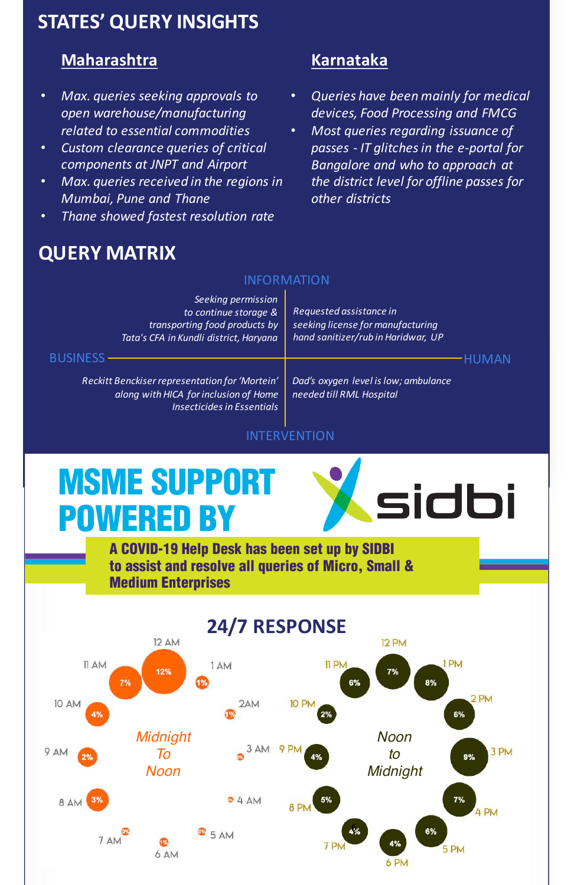## STATES' QUERY INSIGHTS

### Maharashtra

- *Max. queries seeking approvals to open warehouse/manufacturing related to essential commodities*
- *Custom clearance queries of critical components at JNPT and Airport*
- *Max. queries received in the regions in Mumbai, Pune and Thane*
- *Thane showed fastest resolution rate*

### Karnataka

- *Queries have been mainly for medical devices, Food Processing and FMCG*
- *Most queries regarding issuance of passes - IT glitches in the e-portal for Bangalore and who to approach at the district level for offline passes for other districts*

## QUERY MATRIX

Axes: INFORMATION (top) – INTERVENTION (bottom); BUSINESS (left) – HUMAN (right)

| | BUSINESS | HUMAN |
|---|---|---|
| **INFORMATION** | *Seeking permission to continue storage & transporting food products by Tata's CFA in Kundli district, Haryana* | *Requested assistance in seeking license for manufacturing hand sanitizer/rub in Haridwar, UP* |
| **INTERVENTION** | *Reckitt Benckiser representation for 'Mortein' along with HICA for inclusion of Home Insecticides in Essentials* | *Dad's oxygen level is low; ambulance needed till RML Hospital* |

# MSME SUPPORT POWERED BY sidbi

**A COVID-19 Help Desk has been set up by SIDBI to assist and resolve all queries of Micro, Small & Medium Enterprises**

## 24/7 RESPONSE

| *Midnight To Noon* | Share | *Noon to Midnight* | Share |
|---|---|---|---|
| 12 AM | 12% | 12 PM | 7% |
| 1 AM | 1% | 1 PM | 8% |
| 2 AM | 1% | 2 PM | 6% |
| 3 AM | 0% | 3 PM | 9% |
| 4 AM | 0% | 4 PM | 7% |
| 5 AM | 0% | 5 PM | 6% |
| 6 AM | 1% | 6 PM | 4% |
| 7 AM | 0% | 7 PM | 4% |
| 8 AM | 3% | 8 PM | 5% |
| 9 AM | 2% | 9 PM | 4% |
| 10 AM | 4% | 10 PM | 2% |
| 11 AM | 7% | 11 PM | 6% |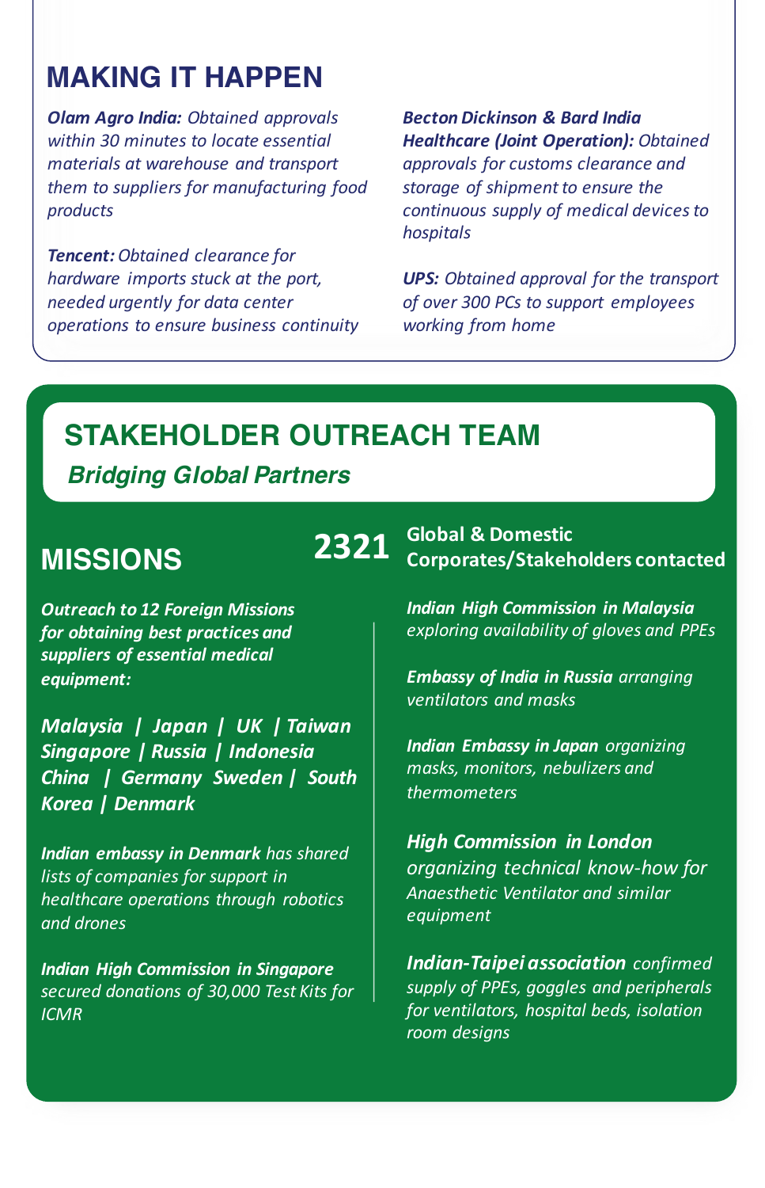## MAKING IT HAPPEN

***Olam Agro India:*** *Obtained approvals within 30 minutes to locate essential materials at warehouse and transport them to suppliers for manufacturing food products*

***Tencent:*** *Obtained clearance for hardware imports stuck at the port, needed urgently for data center operations to ensure business continuity*

***Becton Dickinson & Bard India Healthcare (Joint Operation):*** *Obtained approvals for customs clearance and storage of shipment to ensure the continuous supply of medical devices to hospitals*

***UPS:*** *Obtained approval for the transport of over 300 PCs to support employees working from home*

## STAKEHOLDER OUTREACH TEAM

***Bridging Global Partners***

### MISSIONS

***Outreach to 12 Foreign Missions for obtaining best practices and suppliers of essential medical equipment:***

***Malaysia | Japan | UK | Taiwan Singapore | Russia | Indonesia China | Germany Sweden | South Korea | Denmark***

***Indian embassy in Denmark*** *has shared lists of companies for support in healthcare operations through robotics and drones*

***Indian High Commission in Singapore*** *secured donations of 30,000 Test Kits for ICMR*

**2321 Global & Domestic Corporates/Stakeholders contacted**

***Indian High Commission in Malaysia*** *exploring availability of gloves and PPEs*

***Embassy of India in Russia*** *arranging ventilators and masks*

***Indian Embassy in Japan*** *organizing masks, monitors, nebulizers and thermometers*

***High Commission in London*** *organizing technical know-how for Anaesthetic Ventilator and similar equipment*

***Indian-Taipei association*** *confirmed supply of PPEs, goggles and peripherals for ventilators, hospital beds, isolation room designs*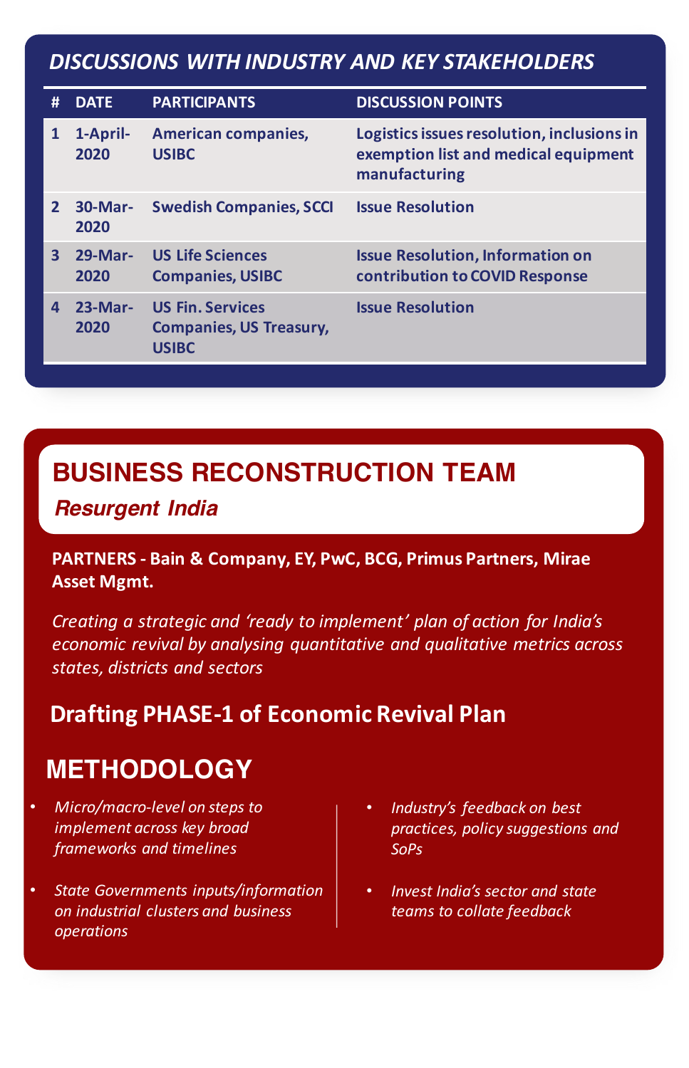## DISCUSSIONS WITH INDUSTRY AND KEY STAKEHOLDERS

| # | DATE | PARTICIPANTS | DISCUSSION POINTS |
|---|---|---|---|
| 1 | 1-April-2020 | American companies, USIBC | Logistics issues resolution, inclusions in exemption list and medical equipment manufacturing |
| 2 | 30-Mar-2020 | Swedish Companies, SCCI | Issue Resolution |
| 3 | 29-Mar-2020 | US Life Sciences Companies, USIBC | Issue Resolution, Information on contribution to COVID Response |
| 4 | 23-Mar-2020 | US Fin. Services Companies, US Treasury, USIBC | Issue Resolution |

## BUSINESS RECONSTRUCTION TEAM

### *Resurgent India*

**PARTNERS - Bain & Company, EY, PwC, BCG, Primus Partners, Mirae Asset Mgmt.**

*Creating a strategic and 'ready to implement' plan of action for India's economic revival by analysing quantitative and qualitative metrics across states, districts and sectors*

**Drafting PHASE-1 of Economic Revival Plan**

### METHODOLOGY

- *Micro/macro-level on steps to implement across key broad frameworks and timelines*
- *State Governments inputs/information on industrial clusters and business operations*
- *Industry's feedback on best practices, policy suggestions and SoPs*
- *Invest India's sector and state teams to collate feedback*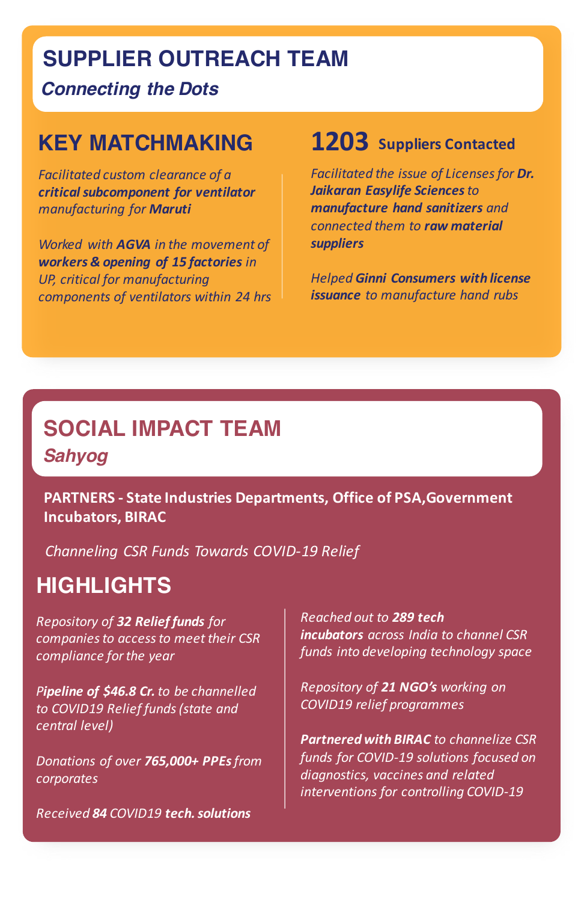## SUPPLIER OUTREACH TEAM

***Connecting the Dots***

### KEY MATCHMAKING

*Facilitated custom clearance of a **critical subcomponent for ventilator** manufacturing for **Maruti***

*Worked with **AGVA** in the movement of **workers & opening of 15 factories** in UP, critical for manufacturing components of ventilators within 24 hrs*

### 1203 Suppliers Contacted

*Facilitated the issue of Licenses for **Dr. Jaikaran Easylife Sciences** to **manufacture hand sanitizers** and connected them to **raw material suppliers***

*Helped **Ginni Consumers with license issuance** to manufacture hand rubs*

## SOCIAL IMPACT TEAM

***Sahyog***

**PARTNERS - State Industries Departments, Office of PSA,Government Incubators, BIRAC**

*Channeling CSR Funds Towards COVID-19 Relief*

### HIGHLIGHTS

*Repository of **32 Relief funds** for companies to access to meet their CSR compliance for the year*

***Pipeline of $46.8 Cr.** to be channelled to COVID19 Relief funds (state and central level)*

*Donations of over **765,000+ PPEs** from corporates*

*Received **84** COVID19 **tech. solutions***

*Reached out to **289 tech incubators** across India to channel CSR funds into developing technology space*

*Repository of **21 NGO's** working on COVID19 relief programmes*

***Partnered with BIRAC** to channelize CSR funds for COVID-19 solutions focused on diagnostics, vaccines and related interventions for controlling COVID-19*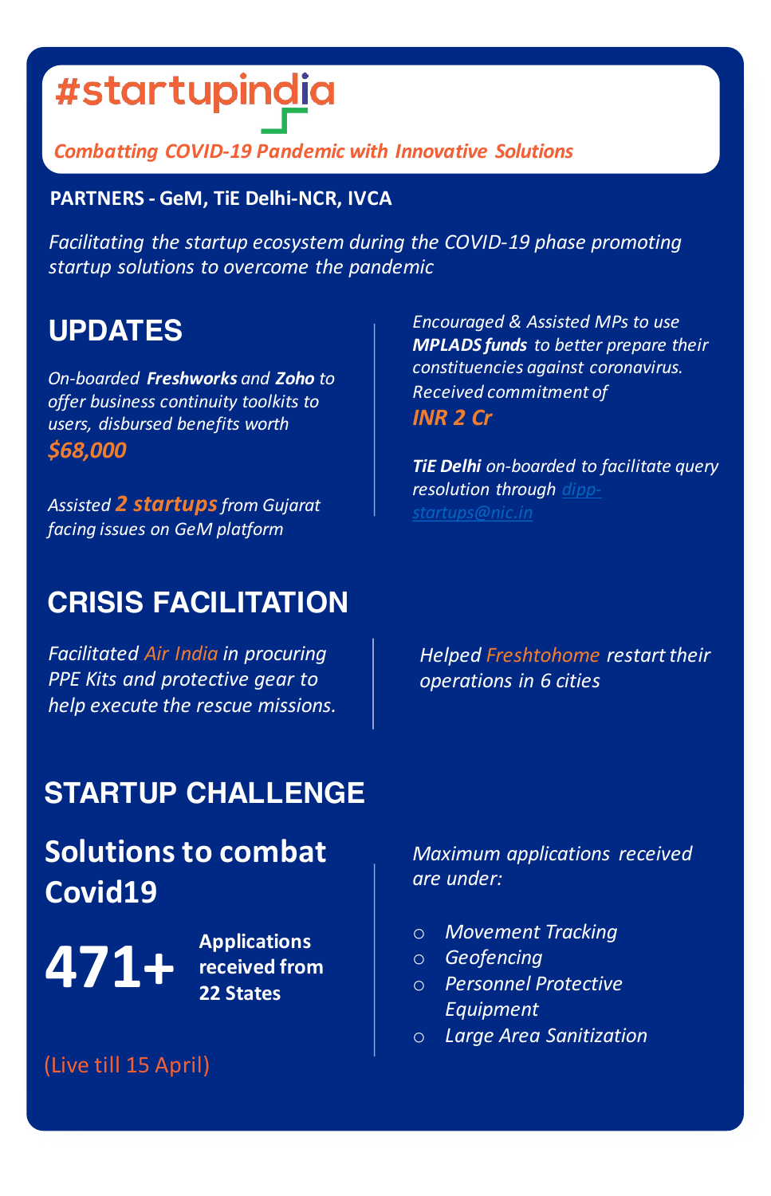# #startupindia

*Combatting COVID-19 Pandemic with Innovative Solutions*

**PARTNERS - GeM, TiE Delhi-NCR, IVCA**

*Facilitating the startup ecosystem during the COVID-19 phase promoting startup solutions to overcome the pandemic*

## UPDATES

*On-boarded **Freshworks** and **Zoho** to offer business continuity toolkits to users, disbursed benefits worth*
***$68,000***

*Assisted **2 startups** from Gujarat facing issues on GeM platform*

*Encouraged & Assisted MPs to use **MPLADS funds** to better prepare their constituencies against coronavirus. Received commitment of*
***INR 2 Cr***

***TiE Delhi** on-boarded to facilitate query resolution through dipp-startups@nic.in*

## CRISIS FACILITATION

*Facilitated Air India in procuring PPE Kits and protective gear to help execute the rescue missions.*

*Helped Freshtohome restart their operations in 6 cities*

## STARTUP CHALLENGE

### Solutions to combat Covid19

**471+** **Applications received from 22 States**

(Live till 15 April)

*Maximum applications received are under:*

- *Movement Tracking*
- *Geofencing*
- *Personnel Protective Equipment*
- *Large Area Sanitization*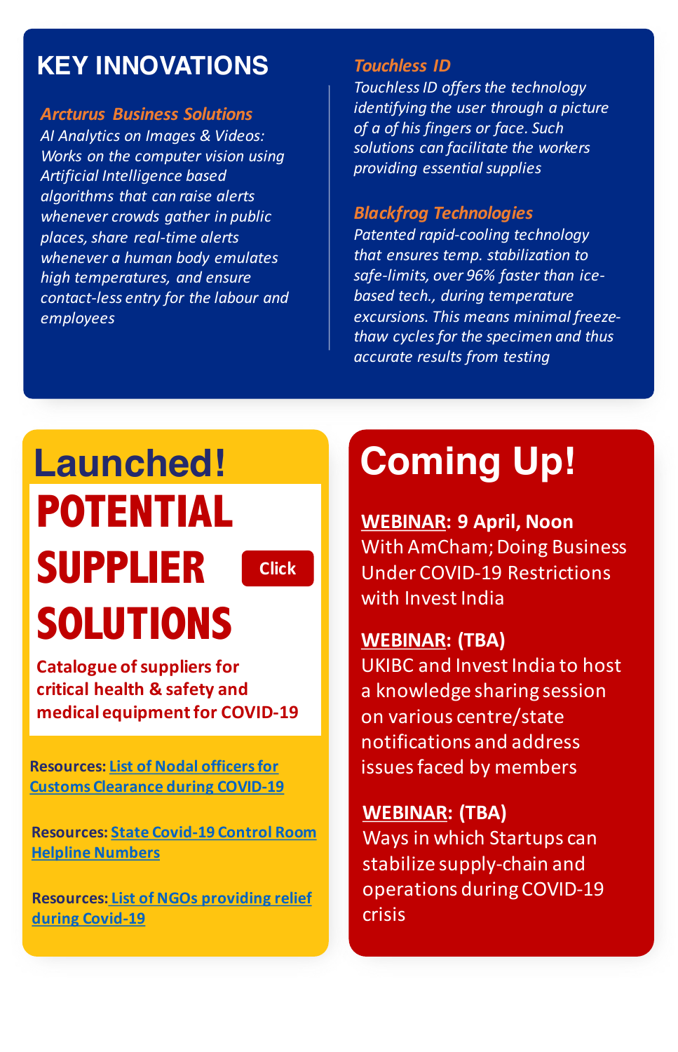## KEY INNOVATIONS

### Arcturus Business Solutions

*AI Analytics on Images & Videos: Works on the computer vision using Artificial Intelligence based algorithms that can raise alerts whenever crowds gather in public places, share real-time alerts whenever a human body emulates high temperatures, and ensure contact-less entry for the labour and employees*

### Touchless ID

*Touchless ID offers the technology identifying the user through a picture of a of his fingers or face. Such solutions can facilitate the workers providing essential supplies*

### Blackfrog Technologies

*Patented rapid-cooling technology that ensures temp. stabilization to safe-limits, over 96% faster than ice-based tech., during temperature excursions. This means minimal freeze-thaw cycles for the specimen and thus accurate results from testing*

## Launched!

# POTENTIAL SUPPLIER SOLUTIONS

Click

**Catalogue of suppliers for critical health & safety and medical equipment for COVID-19**

**Resources:** List of Nodal officers for Customs Clearance during COVID-19

**Resources:** State Covid-19 Control Room Helpline Numbers

**Resources:** List of NGOs providing relief during Covid-19

## Coming Up!

**WEBINAR: 9 April, Noon**
With AmCham; Doing Business Under COVID-19 Restrictions with Invest India

**WEBINAR: (TBA)**
UKIBC and Invest India to host a knowledge sharing session on various centre/state notifications and address issues faced by members

**WEBINAR: (TBA)**
Ways in which Startups can stabilize supply-chain and operations during COVID-19 crisis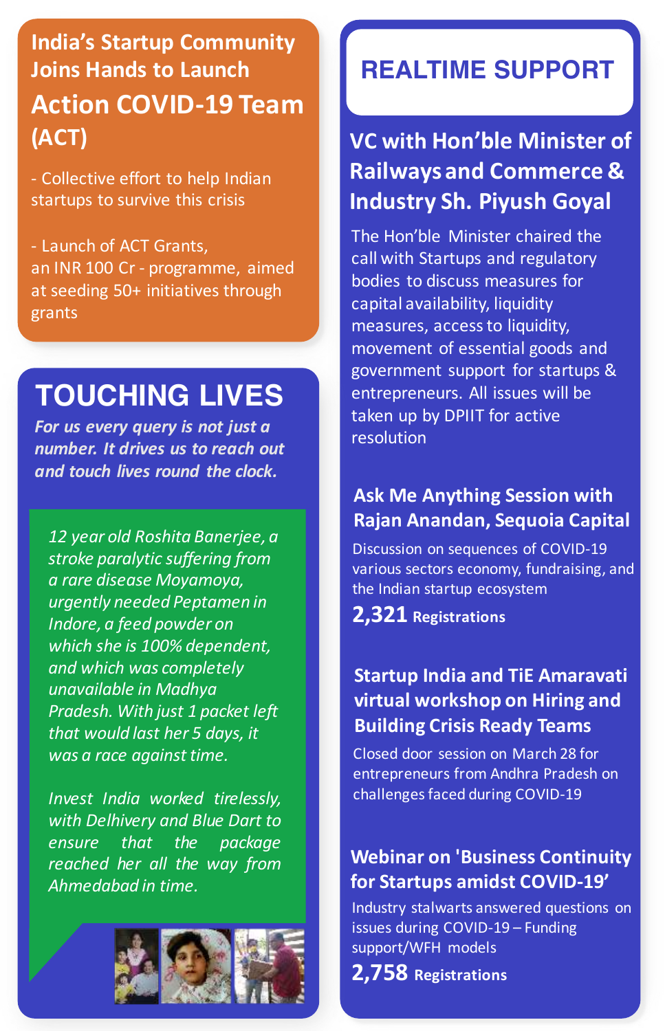## India's Startup Community Joins Hands to Launch Action COVID-19 Team (ACT)

- Collective effort to help Indian startups to survive this crisis

- Launch of ACT Grants, an INR 100 Cr - programme, aimed at seeding 50+ initiatives through grants

## TOUCHING LIVES

***For us every query is not just a number. It drives us to reach out and touch lives round the clock.***

*12 year old Roshita Banerjee, a stroke paralytic suffering from a rare disease Moyamoya, urgently needed Peptamen in Indore, a feed powder on which she is 100% dependent, and which was completely unavailable in Madhya Pradesh. With just 1 packet left that would last her 5 days, it was a race against time.*

*Invest India worked tirelessly, with Delhivery and Blue Dart to ensure that the package reached her all the way from Ahmedabad in time.*

## REALTIME SUPPORT

### VC with Hon'ble Minister of Railways and Commerce & Industry Sh. Piyush Goyal

The Hon'ble Minister chaired the call with Startups and regulatory bodies to discuss measures for capital availability, liquidity measures, access to liquidity, movement of essential goods and government support for startups & entrepreneurs. All issues will be taken up by DPIIT for active resolution

### Ask Me Anything Session with Rajan Anandan, Sequoia Capital

Discussion on sequences of COVID-19 various sectors economy, fundraising, and the Indian startup ecosystem

**2,321 Registrations**

### Startup India and TiE Amaravati virtual workshop on Hiring and Building Crisis Ready Teams

Closed door session on March 28 for entrepreneurs from Andhra Pradesh on challenges faced during COVID-19

### Webinar on 'Business Continuity for Startups amidst COVID-19'

Industry stalwarts answered questions on issues during COVID-19 – Funding support/WFH models

**2,758 Registrations**